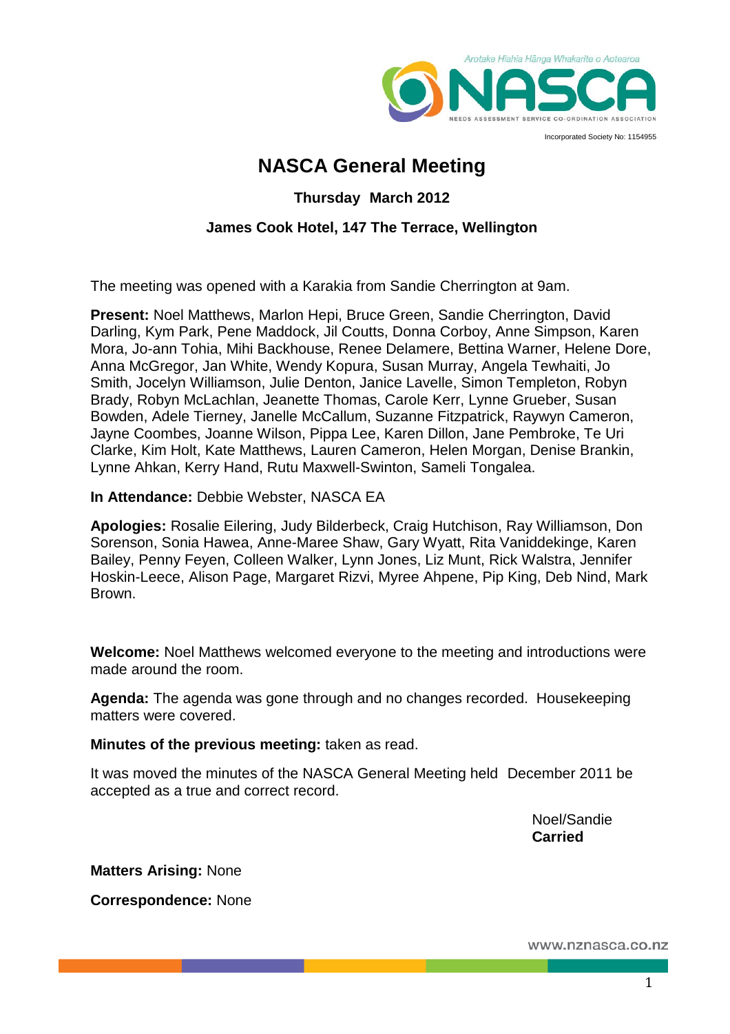Arotake Hiahia Hānga Whakarite o Aotearoa

NASCA

NEEDS ASSESSMENT SERVICE CO-ORDINATION ASSOCIATION

Incorporated Society No: 1154955

# NASCA General Meeting

### Thursday March 2012

### James Cook Hotel, 147 The Terrace, Wellington

The meeting was opened with a Karakia from Sandie Cherrington at 9am.

**Present:** Noel Matthews, Marlon Hepi, Bruce Green, Sandie Cherrington, David Darling, Kym Park, Pene Maddock, Jil Coutts, Donna Corboy, Anne Simpson, Karen Mora, Jo-ann Tohia, Mihi Backhouse, Renee Delamere, Bettina Warner, Helene Dore, Anna McGregor, Jan White, Wendy Kopura, Susan Murray, Angela Tewhaiti, Jo Smith, Jocelyn Williamson, Julie Denton, Janice Lavelle, Simon Templeton, Robyn Brady, Robyn McLachlan, Jeanette Thomas, Carole Kerr, Lynne Grueber, Susan Bowden, Adele Tierney, Janelle McCallum, Suzanne Fitzpatrick, Raywyn Cameron, Jayne Coombes, Joanne Wilson, Pippa Lee, Karen Dillon, Jane Pembroke, Te Uri Clarke, Kim Holt, Kate Matthews, Lauren Cameron, Helen Morgan, Denise Brankin, Lynne Ahkan, Kerry Hand, Rutu Maxwell-Swinton, Sameli Tongalea.

**In Attendance:** Debbie Webster, NASCA EA

**Apologies:** Rosalie Eilering, Judy Bilderbeck, Craig Hutchison, Ray Williamson, Don Sorenson, Sonia Hawea, Anne-Maree Shaw, Gary Wyatt, Rita Vaniddekinge, Karen Bailey, Penny Feyen, Colleen Walker, Lynn Jones, Liz Munt, Rick Walstra, Jennifer Hoskin-Leece, Alison Page, Margaret Rizvi, Myree Ahpene, Pip King, Deb Nind, Mark Brown.

**Welcome:** Noel Matthews welcomed everyone to the meeting and introductions were made around the room.

**Agenda:** The agenda was gone through and no changes recorded. Housekeeping matters were covered.

**Minutes of the previous meeting:** taken as read.

It was moved the minutes of the NASCA General Meeting held December 2011 be accepted as a true and correct record.

Noel/Sandie
**Carried**

**Matters Arising:** None

**Correspondence:** None

www.nznasca.co.nz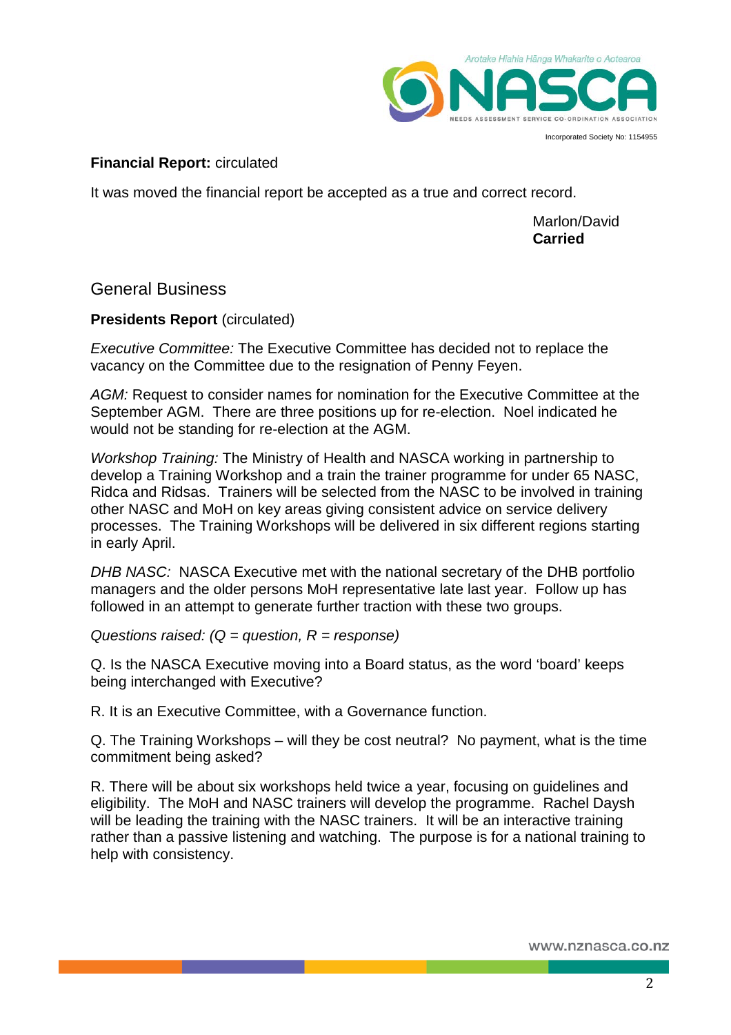**Financial Report:** circulated

It was moved the financial report be accepted as a true and correct record.

Marlon/David
**Carried**

## General Business

**Presidents Report** (circulated)

*Executive Committee:* The Executive Committee has decided not to replace the vacancy on the Committee due to the resignation of Penny Feyen.

*AGM:* Request to consider names for nomination for the Executive Committee at the September AGM. There are three positions up for re-election. Noel indicated he would not be standing for re-election at the AGM.

*Workshop Training:* The Ministry of Health and NASCA working in partnership to develop a Training Workshop and a train the trainer programme for under 65 NASC, Ridca and Ridsas. Trainers will be selected from the NASC to be involved in training other NASC and MoH on key areas giving consistent advice on service delivery processes. The Training Workshops will be delivered in six different regions starting in early April.

*DHB NASC:* NASCA Executive met with the national secretary of the DHB portfolio managers and the older persons MoH representative late last year. Follow up has followed in an attempt to generate further traction with these two groups.

*Questions raised: (Q = question, R = response)*

Q. Is the NASCA Executive moving into a Board status, as the word 'board' keeps being interchanged with Executive?

R. It is an Executive Committee, with a Governance function.

Q. The Training Workshops – will they be cost neutral? No payment, what is the time commitment being asked?

R. There will be about six workshops held twice a year, focusing on guidelines and eligibility. The MoH and NASC trainers will develop the programme. Rachel Daysh will be leading the training with the NASC trainers. It will be an interactive training rather than a passive listening and watching. The purpose is for a national training to help with consistency.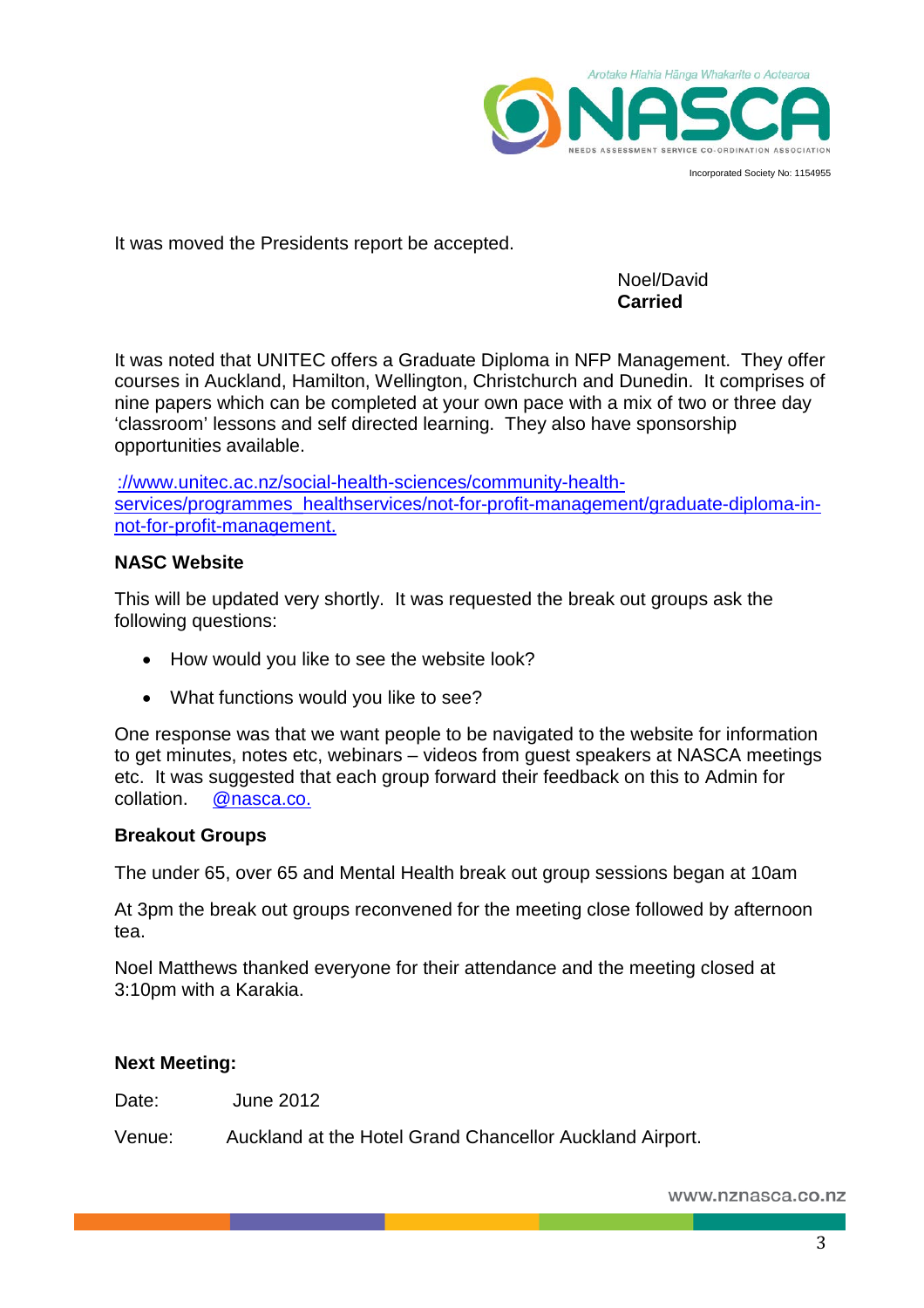It was moved the Presidents report be accepted.

Noel/David
**Carried**

It was noted that UNITEC offers a Graduate Diploma in NFP Management. They offer courses in Auckland, Hamilton, Wellington, Christchurch and Dunedin. It comprises of nine papers which can be completed at your own pace with a mix of two or three day 'classroom' lessons and self directed learning. They also have sponsorship opportunities available.

://www.unitec.ac.nz/social-health-sciences/community-health-services/programmes_healthservices/not-for-profit-management/graduate-diploma-in-not-for-profit-management.

**NASC Website**

This will be updated very shortly. It was requested the break out groups ask the following questions:

- How would you like to see the website look?
- What functions would you like to see?

One response was that we want people to be navigated to the website for information to get minutes, notes etc, webinars – videos from guest speakers at NASCA meetings etc. It was suggested that each group forward their feedback on this to Admin for collation. @nasca.co.

**Breakout Groups**

The under 65, over 65 and Mental Health break out group sessions began at 10am

At 3pm the break out groups reconvened for the meeting close followed by afternoon tea.

Noel Matthews thanked everyone for their attendance and the meeting closed at 3:10pm with a Karakia.

**Next Meeting:**

Date: June 2012

Venue: Auckland at the Hotel Grand Chancellor Auckland Airport.